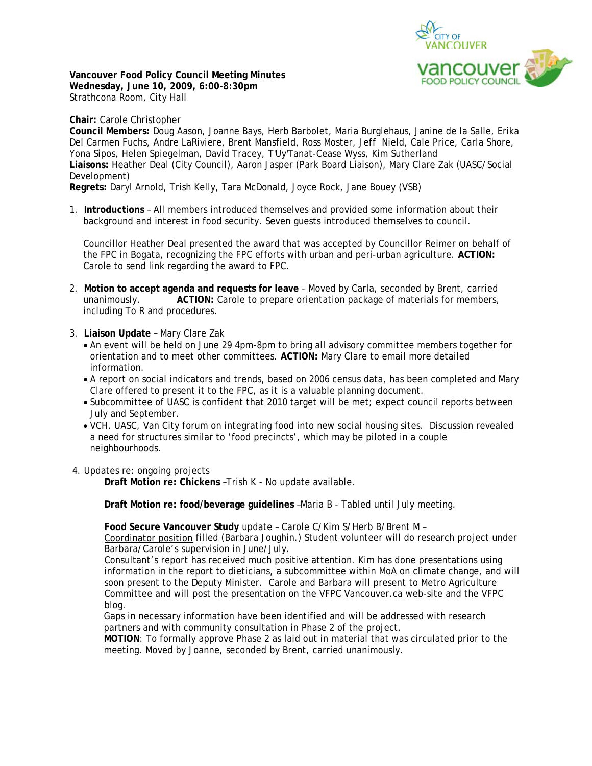**Vancouver Food Policy Council Meeting Minutes**
**Wednesday, June 10, 2009, 6:00-8:30pm**
Strathcona Room, City Hall

**Chair:** Carole Christopher
**Council Members:** Doug Aason, Joanne Bays, Herb Barbolet, Maria Burglehaus, Janine de la Salle, Erika Del Carmen Fuchs, Andre LaRiviere, Brent Mansfield, Ross Moster, Jeff Nield, Cale Price, Carla Shore, Yona Sipos, Helen Spiegelman, David Tracey, T'Uy'Tanat-Cease Wyss, Kim Sutherland
**Liaisons:** Heather Deal (City Council), Aaron Jasper (Park Board Liaison), Mary Clare Zak (UASC/Social Development)
**Regrets:** Daryl Arnold, Trish Kelly, Tara McDonald, Joyce Rock, Jane Bouey (VSB)

1. **Introductions** – All members introduced themselves and provided some information about their background and interest in food security. Seven guests introduced themselves to council.

   Councillor Heather Deal presented the award that was accepted by Councillor Reimer on behalf of the FPC in Bogata, recognizing the FPC efforts with urban and peri-urban agriculture. **ACTION:** Carole to send link regarding the award to FPC.

2. **Motion to accept agenda and requests for leave** - Moved by Carla, seconded by Brent, carried unanimously. **ACTION:** Carole to prepare orientation package of materials for members, including To R and procedures.

3. **Liaison Update** – Mary Clare Zak
   - An event will be held on June 29 4pm-8pm to bring all advisory committee members together for orientation and to meet other committees. **ACTION:** Mary Clare to email more detailed information.
   - A report on social indicators and trends, based on 2006 census data, has been completed and Mary Clare offered to present it to the FPC, as it is a valuable planning document.
   - Subcommittee of UASC is confident that 2010 target will be met; expect council reports between July and September.
   - VCH, UASC, Van City forum on integrating food into new social housing sites. Discussion revealed a need for structures similar to 'food precincts', which may be piloted in a couple neighbourhoods.

4. Updates re: ongoing projects

   **Draft Motion re: Chickens** –Trish K - No update available.

   **Draft Motion re: food/beverage guidelines** –Maria B - Tabled until July meeting.

   **Food Secure Vancouver Study** update – Carole C/Kim S/Herb B/Brent M –
   Coordinator position filled (Barbara Joughin.) Student volunteer will do research project under Barbara/Carole's supervision in June/July.
   Consultant's report has received much positive attention. Kim has done presentations using information in the report to dieticians, a subcommittee within MoA on climate change, and will soon present to the Deputy Minister. Carole and Barbara will present to Metro Agriculture Committee and will post the presentation on the VFPC Vancouver.ca web-site and the VFPC blog.
   Gaps in necessary information have been identified and will be addressed with research partners and with community consultation in Phase 2 of the project.
   **MOTION**: To formally approve Phase 2 as laid out in material that was circulated prior to the meeting. Moved by Joanne, seconded by Brent, carried unanimously.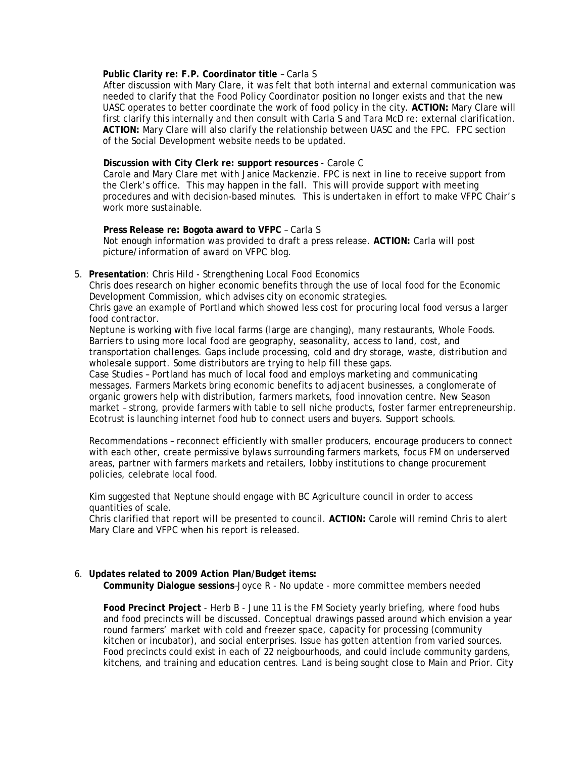**Public Clarity re: F.P. Coordinator title** – Carla S

After discussion with Mary Clare, it was felt that both internal and external communication was needed to clarify that the Food Policy Coordinator position no longer exists and that the new UASC operates to better coordinate the work of food policy in the city. **ACTION:** Mary Clare will first clarify this internally and then consult with Carla S and Tara McD re: external clarification. **ACTION:** Mary Clare will also clarify the relationship between UASC and the FPC. FPC section of the Social Development website needs to be updated.

**Discussion with City Clerk re: support resources** - Carole C

Carole and Mary Clare met with Janice Mackenzie. FPC is next in line to receive support from the Clerk's office. This may happen in the fall. This will provide support with meeting procedures and with decision-based minutes. This is undertaken in effort to make VFPC Chair's work more sustainable.

**Press Release re: Bogota award to VFPC** – Carla S

Not enough information was provided to draft a press release. **ACTION:** Carla will post picture/information of award on VFPC blog.

5. **Presentation**: Chris Hild - Strengthening Local Food Economics

Chris does research on higher economic benefits through the use of local food for the Economic Development Commission, which advises city on economic strategies.
Chris gave an example of Portland which showed less cost for procuring local food versus a larger food contractor.
Neptune is working with five local farms (large are changing), many restaurants, Whole Foods.
Barriers to using more local food are geography, seasonality, access to land, cost, and transportation challenges. Gaps include processing, cold and dry storage, waste, distribution and wholesale support. Some distributors are trying to help fill these gaps.
Case Studies – Portland has much of local food and employs marketing and communicating messages. Farmers Markets bring economic benefits to adjacent businesses, a conglomerate of organic growers help with distribution, farmers markets, food innovation centre. New Season market – strong, provide farmers with table to sell niche products, foster farmer entrepreneurship. Ecotrust is launching internet food hub to connect users and buyers. Support schools.

Recommendations – reconnect efficiently with smaller producers, encourage producers to connect with each other, create permissive bylaws surrounding farmers markets, focus FM on underserved areas, partner with farmers markets and retailers, lobby institutions to change procurement policies, celebrate local food.

Kim suggested that Neptune should engage with BC Agriculture council in order to access quantities of scale.
Chris clarified that report will be presented to council. **ACTION:** Carole will remind Chris to alert Mary Clare and VFPC when his report is released.

6. **Updates related to 2009 Action Plan/Budget items:**

**Community Dialogue sessions**–Joyce R - No update - more committee members needed

**Food Precinct Project** - Herb B - June 11 is the FM Society yearly briefing, where food hubs and food precincts will be discussed. Conceptual drawings passed around which envision a year round farmers' market with cold and freezer space, capacity for processing (community kitchen or incubator), and social enterprises. Issue has gotten attention from varied sources. Food precincts could exist in each of 22 neigbourhoods, and could include community gardens, kitchens, and training and education centres. Land is being sought close to Main and Prior. City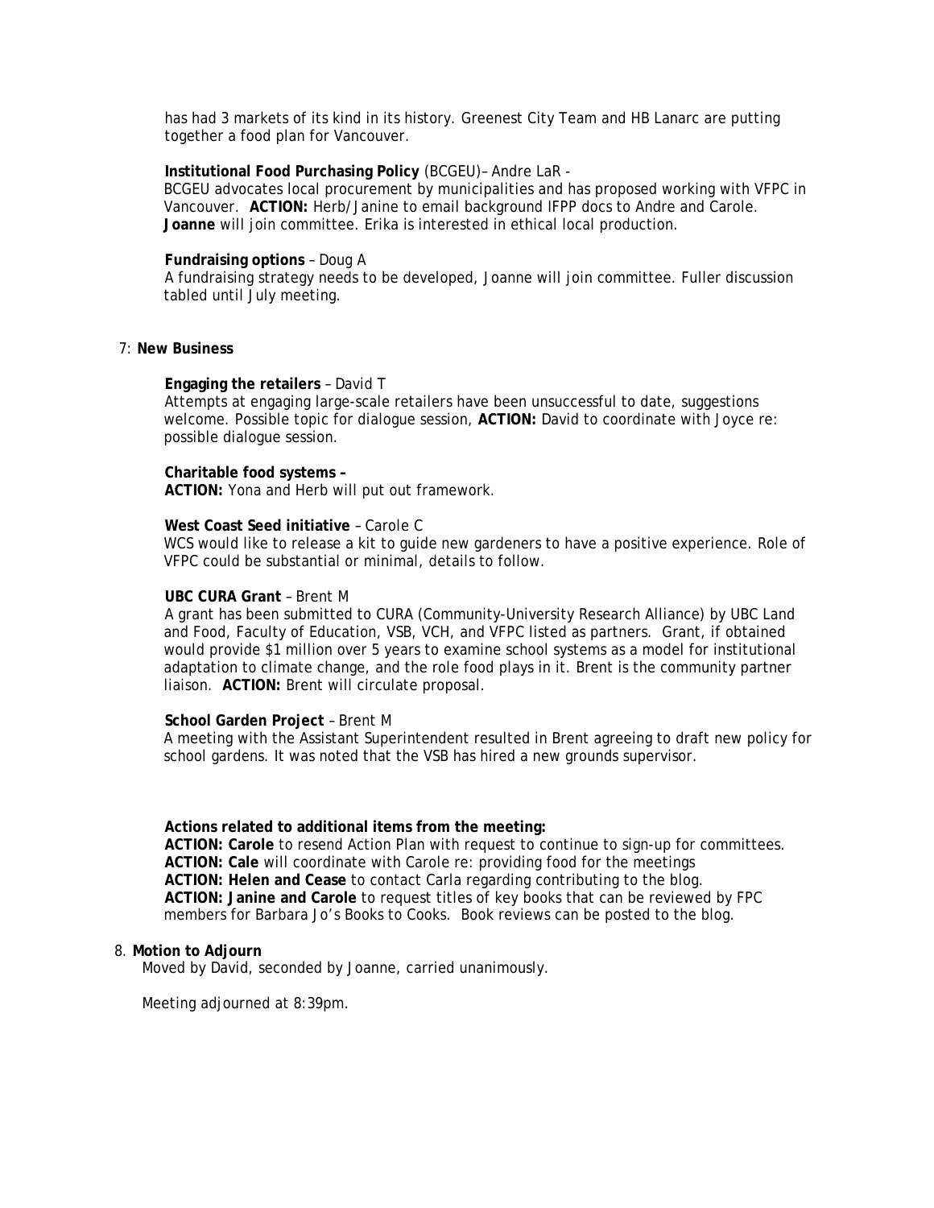has had 3 markets of its kind in its history. Greenest City Team and HB Lanarc are putting together a food plan for Vancouver.

**Institutional Food Purchasing Policy** (BCGEU)– Andre LaR -
BCGEU advocates local procurement by municipalities and has proposed working with VFPC in Vancouver. **ACTION:** Herb/Janine to email background IFPP docs to Andre and Carole. **Joanne** will join committee. Erika is interested in ethical local production.

**Fundraising options** – Doug A
A fundraising strategy needs to be developed, Joanne will join committee. Fuller discussion tabled until July meeting.

7: **New Business**

**Engaging the retailers** – David T
Attempts at engaging large-scale retailers have been unsuccessful to date, suggestions welcome. Possible topic for dialogue session, **ACTION:** David to coordinate with Joyce re: possible dialogue session.

**Charitable food systems –**
**ACTION:** Yona and Herb will put out framework.

**West Coast Seed initiative** – Carole C
WCS would like to release a kit to guide new gardeners to have a positive experience. Role of VFPC could be substantial or minimal, details to follow.

**UBC CURA Grant** – Brent M
A grant has been submitted to CURA (Community-University Research Alliance) by UBC Land and Food, Faculty of Education, VSB, VCH, and VFPC listed as partners. Grant, if obtained would provide $1 million over 5 years to examine school systems as a model for institutional adaptation to climate change, and the role food plays in it. Brent is the community partner liaison. **ACTION:** Brent will circulate proposal.

**School Garden Project** – Brent M
A meeting with the Assistant Superintendent resulted in Brent agreeing to draft new policy for school gardens. It was noted that the VSB has hired a new grounds supervisor.

**Actions related to additional items from the meeting:**
**ACTION: Carole** to resend Action Plan with request to continue to sign-up for committees.
**ACTION: Cale** will coordinate with Carole re: providing food for the meetings
**ACTION: Helen and Cease** to contact Carla regarding contributing to the blog.
**ACTION: Janine and Carole** to request titles of key books that can be reviewed by FPC members for Barbara Jo's Books to Cooks. Book reviews can be posted to the blog.

8. **Motion to Adjourn**
Moved by David, seconded by Joanne, carried unanimously.

Meeting adjourned at 8:39pm.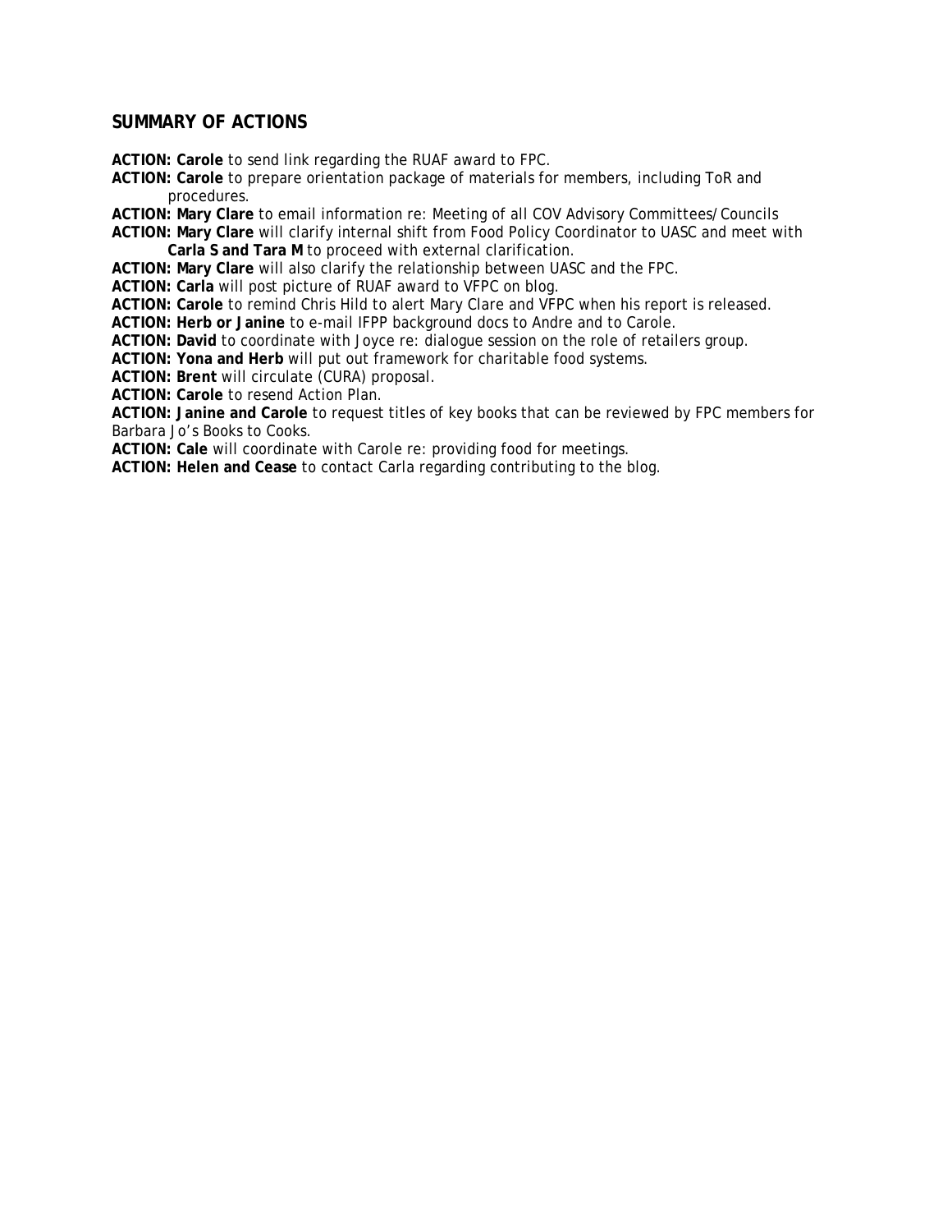## SUMMARY OF ACTIONS

**ACTION: Carole** to send link regarding the RUAF award to FPC.

**ACTION: Carole** to prepare orientation package of materials for members, including ToR and procedures.

**ACTION: Mary Clare** to email information re: Meeting of all COV Advisory Committees/Councils

**ACTION: Mary Clare** will clarify internal shift from Food Policy Coordinator to UASC and meet with **Carla S and Tara M** to proceed with external clarification.

**ACTION: Mary Clare** will also clarify the relationship between UASC and the FPC.

**ACTION: Carla** will post picture of RUAF award to VFPC on blog.

**ACTION: Carole** to remind Chris Hild to alert Mary Clare and VFPC when his report is released.

**ACTION: Herb or Janine** to e-mail IFPP background docs to Andre and to Carole.

**ACTION: David** to coordinate with Joyce re: dialogue session on the role of retailers group.

**ACTION: Yona and Herb** will put out framework for charitable food systems.

**ACTION: Brent** will circulate (CURA) proposal.

**ACTION: Carole** to resend Action Plan.

**ACTION: Janine and Carole** to request titles of key books that can be reviewed by FPC members for Barbara Jo's Books to Cooks.

**ACTION: Cale** will coordinate with Carole re: providing food for meetings.

**ACTION: Helen and Cease** to contact Carla regarding contributing to the blog.